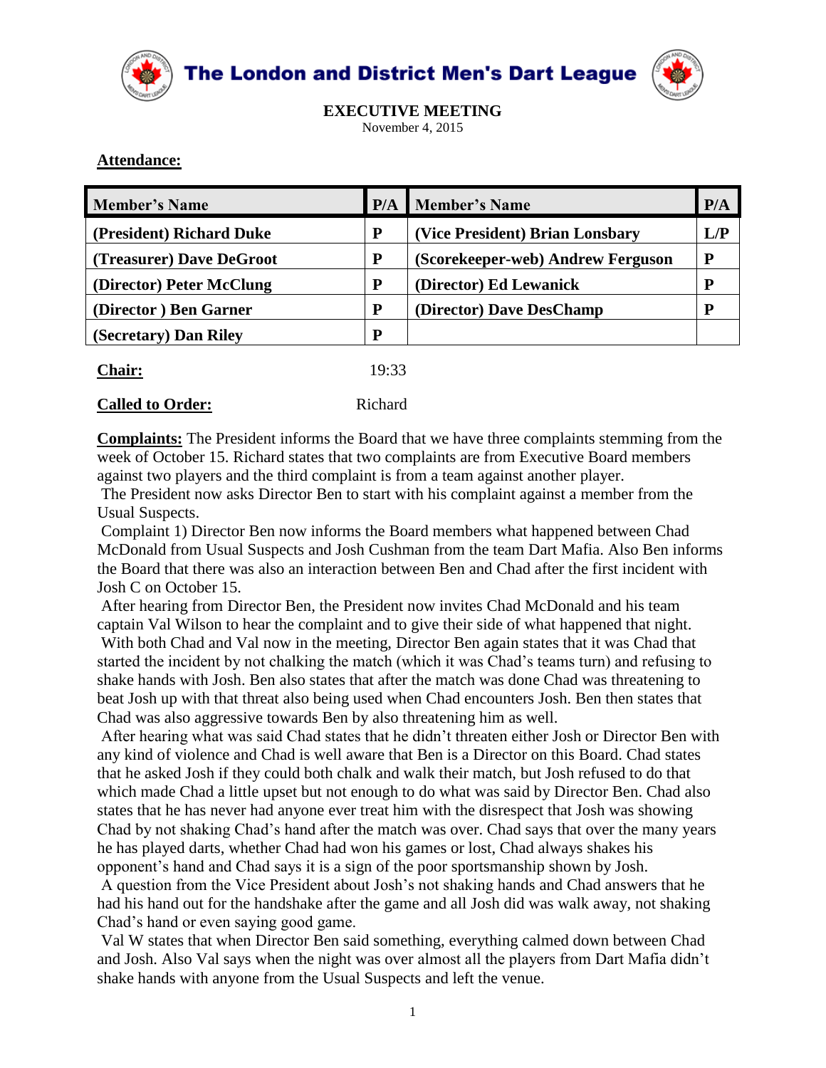# The London and District Men's Dart League

## EXECUTIVE MEETING

November 4, 2015

**Attendance:**

| Member's Name | P/A | Member's Name | P/A |
|---|---|---|---|
| (President) Richard Duke | P | (Vice President) Brian Lonsbary | L/P |
| (Treasurer) Dave DeGroot | P | (Scorekeeper-web) Andrew Ferguson | P |
| (Director) Peter McClung | P | (Director) Ed Lewanick | P |
| (Director ) Ben Garner | P | (Director) Dave DesChamp | P |
| (Secretary) Dan Riley | P | | |

**Chair:** 19:33

**Called to Order:** Richard

**Complaints:** The President informs the Board that we have three complaints stemming from the week of October 15. Richard states that two complaints are from Executive Board members against two players and the third complaint is from a team against another player.

The President now asks Director Ben to start with his complaint against a member from the Usual Suspects.

Complaint 1) Director Ben now informs the Board members what happened between Chad McDonald from Usual Suspects and Josh Cushman from the team Dart Mafia. Also Ben informs the Board that there was also an interaction between Ben and Chad after the first incident with Josh C on October 15.

After hearing from Director Ben, the President now invites Chad McDonald and his team captain Val Wilson to hear the complaint and to give their side of what happened that night.

With both Chad and Val now in the meeting, Director Ben again states that it was Chad that started the incident by not chalking the match (which it was Chad's teams turn) and refusing to shake hands with Josh. Ben also states that after the match was done Chad was threatening to beat Josh up with that threat also being used when Chad encounters Josh. Ben then states that Chad was also aggressive towards Ben by also threatening him as well.

After hearing what was said Chad states that he didn't threaten either Josh or Director Ben with any kind of violence and Chad is well aware that Ben is a Director on this Board. Chad states that he asked Josh if they could both chalk and walk their match, but Josh refused to do that which made Chad a little upset but not enough to do what was said by Director Ben. Chad also states that he has never had anyone ever treat him with the disrespect that Josh was showing Chad by not shaking Chad's hand after the match was over. Chad says that over the many years he has played darts, whether Chad had won his games or lost, Chad always shakes his opponent's hand and Chad says it is a sign of the poor sportsmanship shown by Josh.

A question from the Vice President about Josh's not shaking hands and Chad answers that he had his hand out for the handshake after the game and all Josh did was walk away, not shaking Chad's hand or even saying good game.

Val W states that when Director Ben said something, everything calmed down between Chad and Josh. Also Val says when the night was over almost all the players from Dart Mafia didn't shake hands with anyone from the Usual Suspects and left the venue.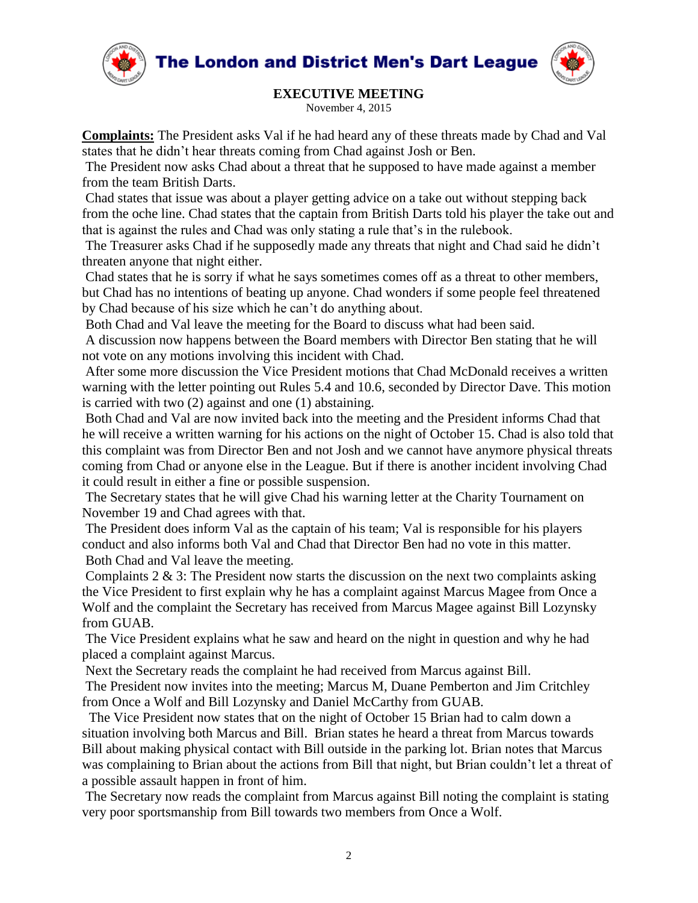# The London and District Men's Dart League

## EXECUTIVE MEETING

November 4, 2015

**Complaints:** The President asks Val if he had heard any of these threats made by Chad and Val states that he didn't hear threats coming from Chad against Josh or Ben.

The President now asks Chad about a threat that he supposed to have made against a member from the team British Darts.

Chad states that issue was about a player getting advice on a take out without stepping back from the oche line. Chad states that the captain from British Darts told his player the take out and that is against the rules and Chad was only stating a rule that's in the rulebook.

The Treasurer asks Chad if he supposedly made any threats that night and Chad said he didn't threaten anyone that night either.

Chad states that he is sorry if what he says sometimes comes off as a threat to other members, but Chad has no intentions of beating up anyone. Chad wonders if some people feel threatened by Chad because of his size which he can't do anything about.

Both Chad and Val leave the meeting for the Board to discuss what had been said.

A discussion now happens between the Board members with Director Ben stating that he will not vote on any motions involving this incident with Chad.

After some more discussion the Vice President motions that Chad McDonald receives a written warning with the letter pointing out Rules 5.4 and 10.6, seconded by Director Dave. This motion is carried with two (2) against and one (1) abstaining.

Both Chad and Val are now invited back into the meeting and the President informs Chad that he will receive a written warning for his actions on the night of October 15. Chad is also told that this complaint was from Director Ben and not Josh and we cannot have anymore physical threats coming from Chad or anyone else in the League. But if there is another incident involving Chad it could result in either a fine or possible suspension.

The Secretary states that he will give Chad his warning letter at the Charity Tournament on November 19 and Chad agrees with that.

The President does inform Val as the captain of his team; Val is responsible for his players conduct and also informs both Val and Chad that Director Ben had no vote in this matter.

Both Chad and Val leave the meeting.

Complaints 2 & 3: The President now starts the discussion on the next two complaints asking the Vice President to first explain why he has a complaint against Marcus Magee from Once a Wolf and the complaint the Secretary has received from Marcus Magee against Bill Lozynsky from GUAB.

The Vice President explains what he saw and heard on the night in question and why he had placed a complaint against Marcus.

Next the Secretary reads the complaint he had received from Marcus against Bill.

The President now invites into the meeting; Marcus M, Duane Pemberton and Jim Critchley from Once a Wolf and Bill Lozynsky and Daniel McCarthy from GUAB.

The Vice President now states that on the night of October 15 Brian had to calm down a situation involving both Marcus and Bill. Brian states he heard a threat from Marcus towards Bill about making physical contact with Bill outside in the parking lot. Brian notes that Marcus was complaining to Brian about the actions from Bill that night, but Brian couldn't let a threat of a possible assault happen in front of him.

The Secretary now reads the complaint from Marcus against Bill noting the complaint is stating very poor sportsmanship from Bill towards two members from Once a Wolf.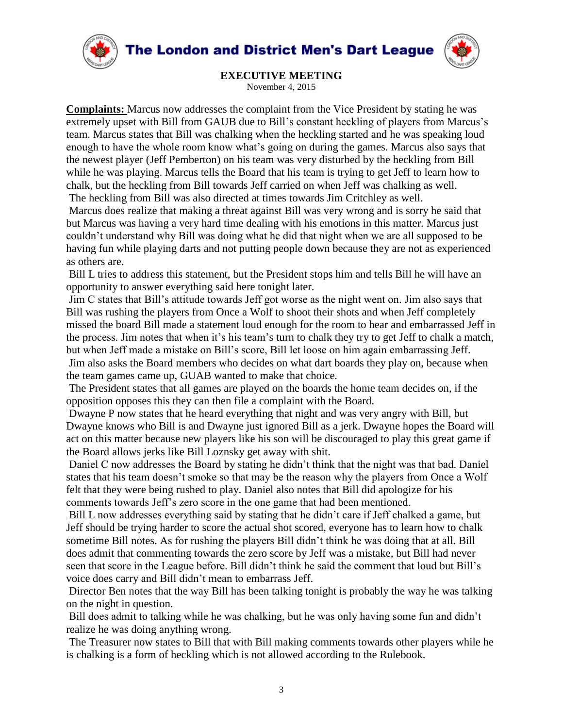# The London and District Men's Dart League

## EXECUTIVE MEETING

November 4, 2015

**Complaints:** Marcus now addresses the complaint from the Vice President by stating he was extremely upset with Bill from GAUB due to Bill's constant heckling of players from Marcus's team. Marcus states that Bill was chalking when the heckling started and he was speaking loud enough to have the whole room know what's going on during the games. Marcus also says that the newest player (Jeff Pemberton) on his team was very disturbed by the heckling from Bill while he was playing. Marcus tells the Board that his team is trying to get Jeff to learn how to chalk, but the heckling from Bill towards Jeff carried on when Jeff was chalking as well. The heckling from Bill was also directed at times towards Jim Critchley as well.

Marcus does realize that making a threat against Bill was very wrong and is sorry he said that but Marcus was having a very hard time dealing with his emotions in this matter. Marcus just couldn't understand why Bill was doing what he did that night when we are all supposed to be having fun while playing darts and not putting people down because they are not as experienced as others are.

Bill L tries to address this statement, but the President stops him and tells Bill he will have an opportunity to answer everything said here tonight later.

Jim C states that Bill's attitude towards Jeff got worse as the night went on. Jim also says that Bill was rushing the players from Once a Wolf to shoot their shots and when Jeff completely missed the board Bill made a statement loud enough for the room to hear and embarrassed Jeff in the process. Jim notes that when it's his team's turn to chalk they try to get Jeff to chalk a match, but when Jeff made a mistake on Bill's score, Bill let loose on him again embarrassing Jeff.

Jim also asks the Board members who decides on what dart boards they play on, because when the team games came up, GUAB wanted to make that choice.

The President states that all games are played on the boards the home team decides on, if the opposition opposes this they can then file a complaint with the Board.

Dwayne P now states that he heard everything that night and was very angry with Bill, but Dwayne knows who Bill is and Dwayne just ignored Bill as a jerk. Dwayne hopes the Board will act on this matter because new players like his son will be discouraged to play this great game if the Board allows jerks like Bill Loznsky get away with shit.

Daniel C now addresses the Board by stating he didn't think that the night was that bad. Daniel states that his team doesn't smoke so that may be the reason why the players from Once a Wolf felt that they were being rushed to play. Daniel also notes that Bill did apologize for his comments towards Jeff's zero score in the one game that had been mentioned.

Bill L now addresses everything said by stating that he didn't care if Jeff chalked a game, but Jeff should be trying harder to score the actual shot scored, everyone has to learn how to chalk sometime Bill notes. As for rushing the players Bill didn't think he was doing that at all. Bill does admit that commenting towards the zero score by Jeff was a mistake, but Bill had never seen that score in the League before. Bill didn't think he said the comment that loud but Bill's voice does carry and Bill didn't mean to embarrass Jeff.

Director Ben notes that the way Bill has been talking tonight is probably the way he was talking on the night in question.

Bill does admit to talking while he was chalking, but he was only having some fun and didn't realize he was doing anything wrong.

The Treasurer now states to Bill that with Bill making comments towards other players while he is chalking is a form of heckling which is not allowed according to the Rulebook.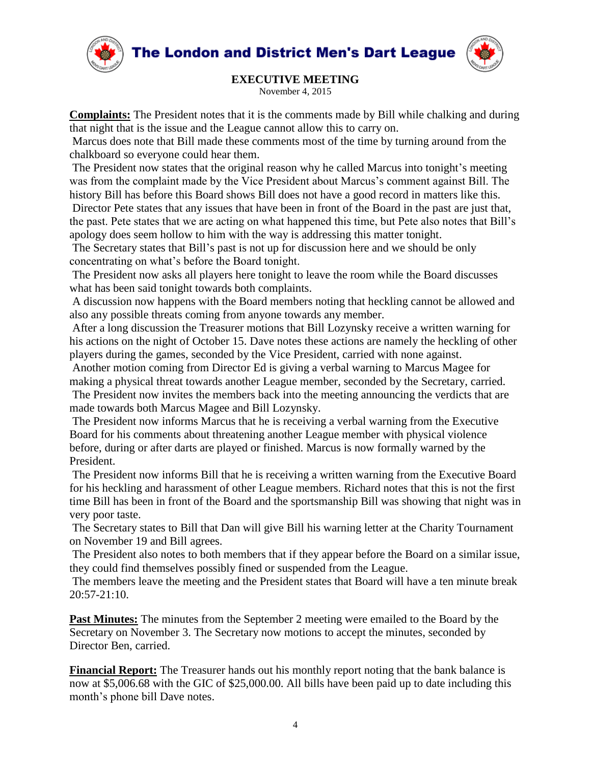# The London and District Men's Dart League

## EXECUTIVE MEETING

November 4, 2015

**Complaints:** The President notes that it is the comments made by Bill while chalking and during that night that is the issue and the League cannot allow this to carry on.

Marcus does note that Bill made these comments most of the time by turning around from the chalkboard so everyone could hear them.

The President now states that the original reason why he called Marcus into tonight's meeting was from the complaint made by the Vice President about Marcus's comment against Bill. The history Bill has before this Board shows Bill does not have a good record in matters like this.

Director Pete states that any issues that have been in front of the Board in the past are just that, the past. Pete states that we are acting on what happened this time, but Pete also notes that Bill's apology does seem hollow to him with the way is addressing this matter tonight.

The Secretary states that Bill's past is not up for discussion here and we should be only concentrating on what's before the Board tonight.

The President now asks all players here tonight to leave the room while the Board discusses what has been said tonight towards both complaints.

A discussion now happens with the Board members noting that heckling cannot be allowed and also any possible threats coming from anyone towards any member.

After a long discussion the Treasurer motions that Bill Lozynsky receive a written warning for his actions on the night of October 15. Dave notes these actions are namely the heckling of other players during the games, seconded by the Vice President, carried with none against.

Another motion coming from Director Ed is giving a verbal warning to Marcus Magee for making a physical threat towards another League member, seconded by the Secretary, carried.

The President now invites the members back into the meeting announcing the verdicts that are made towards both Marcus Magee and Bill Lozynsky.

The President now informs Marcus that he is receiving a verbal warning from the Executive Board for his comments about threatening another League member with physical violence before, during or after darts are played or finished. Marcus is now formally warned by the President.

The President now informs Bill that he is receiving a written warning from the Executive Board for his heckling and harassment of other League members. Richard notes that this is not the first time Bill has been in front of the Board and the sportsmanship Bill was showing that night was in very poor taste.

The Secretary states to Bill that Dan will give Bill his warning letter at the Charity Tournament on November 19 and Bill agrees.

The President also notes to both members that if they appear before the Board on a similar issue, they could find themselves possibly fined or suspended from the League.

The members leave the meeting and the President states that Board will have a ten minute break 20:57-21:10.

**Past Minutes:** The minutes from the September 2 meeting were emailed to the Board by the Secretary on November 3. The Secretary now motions to accept the minutes, seconded by Director Ben, carried.

**Financial Report:** The Treasurer hands out his monthly report noting that the bank balance is now at $5,006.68 with the GIC of $25,000.00. All bills have been paid up to date including this month's phone bill Dave notes.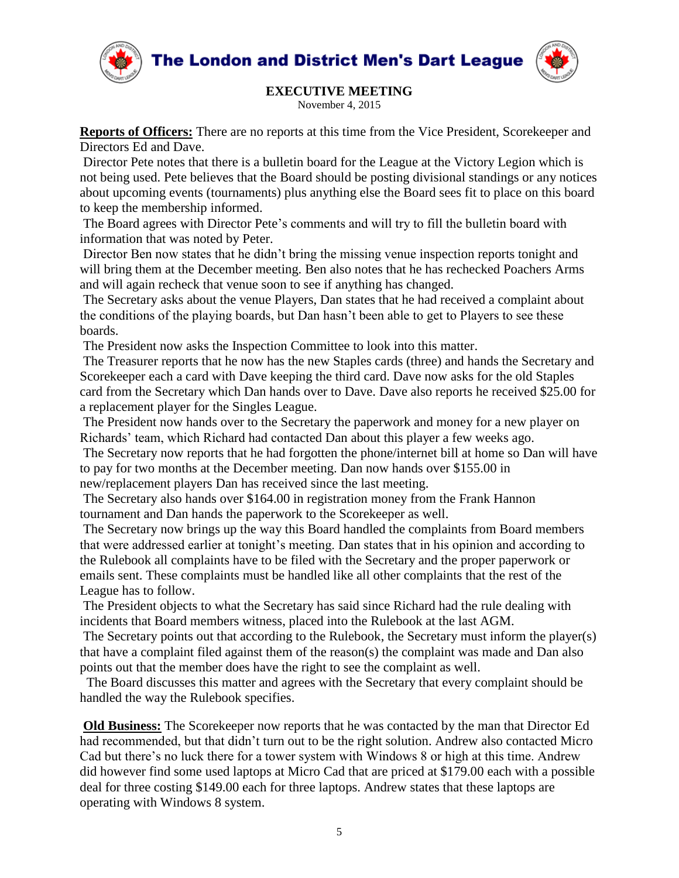**EXECUTIVE MEETING**

November 4, 2015

**Reports of Officers:** There are no reports at this time from the Vice President, Scorekeeper and Directors Ed and Dave.

Director Pete notes that there is a bulletin board for the League at the Victory Legion which is not being used. Pete believes that the Board should be posting divisional standings or any notices about upcoming events (tournaments) plus anything else the Board sees fit to place on this board to keep the membership informed.

The Board agrees with Director Pete's comments and will try to fill the bulletin board with information that was noted by Peter.

Director Ben now states that he didn't bring the missing venue inspection reports tonight and will bring them at the December meeting. Ben also notes that he has rechecked Poachers Arms and will again recheck that venue soon to see if anything has changed.

The Secretary asks about the venue Players, Dan states that he had received a complaint about the conditions of the playing boards, but Dan hasn't been able to get to Players to see these boards.

The President now asks the Inspection Committee to look into this matter.

The Treasurer reports that he now has the new Staples cards (three) and hands the Secretary and Scorekeeper each a card with Dave keeping the third card. Dave now asks for the old Staples card from the Secretary which Dan hands over to Dave. Dave also reports he received $25.00 for a replacement player for the Singles League.

The President now hands over to the Secretary the paperwork and money for a new player on Richards' team, which Richard had contacted Dan about this player a few weeks ago.

The Secretary now reports that he had forgotten the phone/internet bill at home so Dan will have to pay for two months at the December meeting. Dan now hands over $155.00 in new/replacement players Dan has received since the last meeting.

The Secretary also hands over $164.00 in registration money from the Frank Hannon tournament and Dan hands the paperwork to the Scorekeeper as well.

The Secretary now brings up the way this Board handled the complaints from Board members that were addressed earlier at tonight's meeting. Dan states that in his opinion and according to the Rulebook all complaints have to be filed with the Secretary and the proper paperwork or emails sent. These complaints must be handled like all other complaints that the rest of the League has to follow.

The President objects to what the Secretary has said since Richard had the rule dealing with incidents that Board members witness, placed into the Rulebook at the last AGM.

The Secretary points out that according to the Rulebook, the Secretary must inform the player(s) that have a complaint filed against them of the reason(s) the complaint was made and Dan also points out that the member does have the right to see the complaint as well.

The Board discusses this matter and agrees with the Secretary that every complaint should be handled the way the Rulebook specifies.

**Old Business:** The Scorekeeper now reports that he was contacted by the man that Director Ed had recommended, but that didn't turn out to be the right solution. Andrew also contacted Micro Cad but there's no luck there for a tower system with Windows 8 or high at this time. Andrew did however find some used laptops at Micro Cad that are priced at $179.00 each with a possible deal for three costing $149.00 each for three laptops. Andrew states that these laptops are operating with Windows 8 system.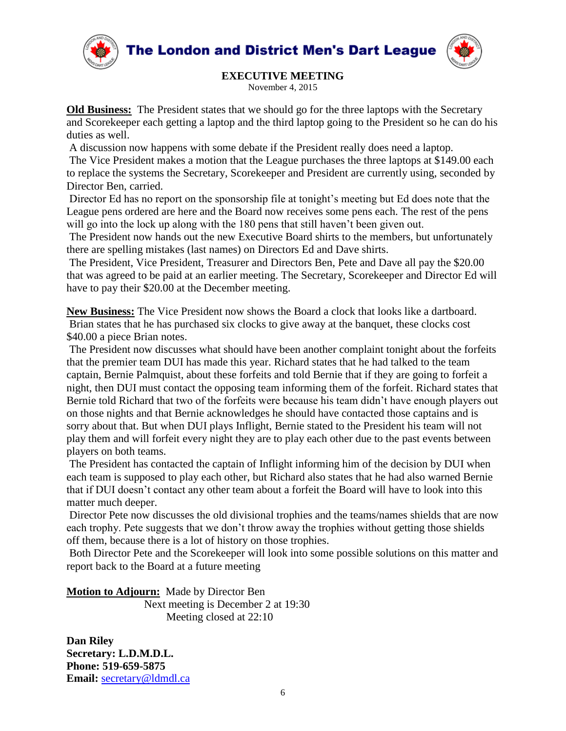# The London and District Men's Dart League

## EXECUTIVE MEETING

November 4, 2015

**Old Business:** The President states that we should go for the three laptops with the Secretary and Scorekeeper each getting a laptop and the third laptop going to the President so he can do his duties as well.

A discussion now happens with some debate if the President really does need a laptop.

The Vice President makes a motion that the League purchases the three laptops at $149.00 each to replace the systems the Secretary, Scorekeeper and President are currently using, seconded by Director Ben, carried.

Director Ed has no report on the sponsorship file at tonight's meeting but Ed does note that the League pens ordered are here and the Board now receives some pens each. The rest of the pens will go into the lock up along with the 180 pens that still haven't been given out.

The President now hands out the new Executive Board shirts to the members, but unfortunately there are spelling mistakes (last names) on Directors Ed and Dave shirts.

The President, Vice President, Treasurer and Directors Ben, Pete and Dave all pay the $20.00 that was agreed to be paid at an earlier meeting. The Secretary, Scorekeeper and Director Ed will have to pay their $20.00 at the December meeting.

**New Business:** The Vice President now shows the Board a clock that looks like a dartboard.

Brian states that he has purchased six clocks to give away at the banquet, these clocks cost $40.00 a piece Brian notes.

The President now discusses what should have been another complaint tonight about the forfeits that the premier team DUI has made this year. Richard states that he had talked to the team captain, Bernie Palmquist, about these forfeits and told Bernie that if they are going to forfeit a night, then DUI must contact the opposing team informing them of the forfeit. Richard states that Bernie told Richard that two of the forfeits were because his team didn't have enough players out on those nights and that Bernie acknowledges he should have contacted those captains and is sorry about that. But when DUI plays Inflight, Bernie stated to the President his team will not play them and will forfeit every night they are to play each other due to the past events between players on both teams.

The President has contacted the captain of Inflight informing him of the decision by DUI when each team is supposed to play each other, but Richard also states that he had also warned Bernie that if DUI doesn't contact any other team about a forfeit the Board will have to look into this matter much deeper.

Director Pete now discusses the old divisional trophies and the teams/names shields that are now each trophy. Pete suggests that we don't throw away the trophies without getting those shields off them, because there is a lot of history on those trophies.

Both Director Pete and the Scorekeeper will look into some possible solutions on this matter and report back to the Board at a future meeting

**Motion to Adjourn:** Made by Director Ben

Next meeting is December 2 at 19:30

Meeting closed at 22:10

**Dan Riley**
**Secretary: L.D.M.D.L.**
**Phone: 519-659-5875**
**Email:** secretary@ldmdl.ca